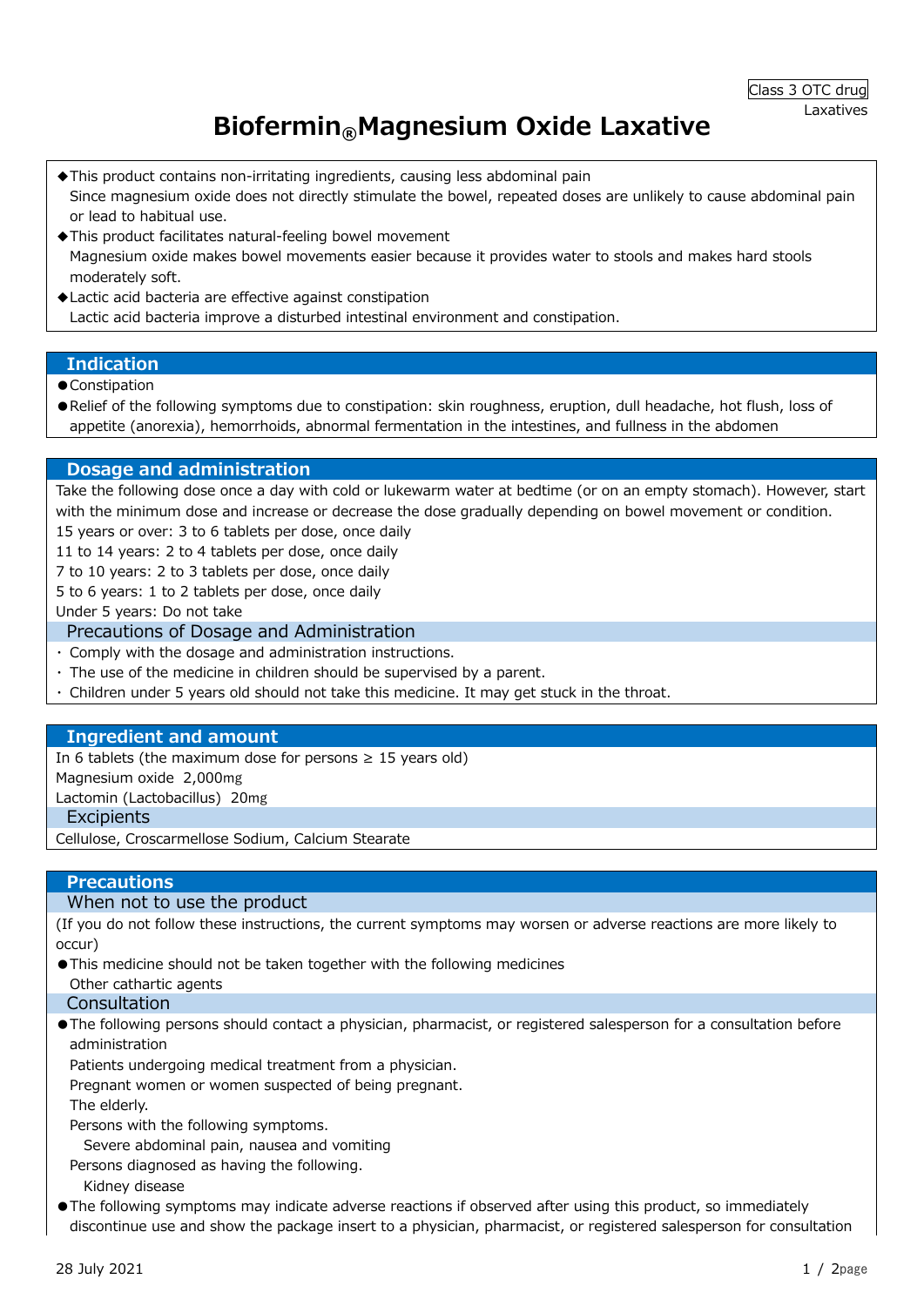Class 3 OTC drug

Laxatives

# Biofermin® Magnesium Oxide Laxative

- ◆This product contains non-irritating ingredients, causing less abdominal pain
  Since magnesium oxide does not directly stimulate the bowel, repeated doses are unlikely to cause abdominal pain or lead to habitual use.
- ◆This product facilitates natural-feeling bowel movement
  Magnesium oxide makes bowel movements easier because it provides water to stools and makes hard stools moderately soft.
- ◆Lactic acid bacteria are effective against constipation
  Lactic acid bacteria improve a disturbed intestinal environment and constipation.

## Indication

- ●Constipation
- ●Relief of the following symptoms due to constipation: skin roughness, eruption, dull headache, hot flush, loss of appetite (anorexia), hemorrhoids, abnormal fermentation in the intestines, and fullness in the abdomen

## Dosage and administration

Take the following dose once a day with cold or lukewarm water at bedtime (or on an empty stomach). However, start with the minimum dose and increase or decrease the dose gradually depending on bowel movement or condition.

15 years or over: 3 to 6 tablets per dose, once daily
11 to 14 years: 2 to 4 tablets per dose, once daily
7 to 10 years: 2 to 3 tablets per dose, once daily
5 to 6 years: 1 to 2 tablets per dose, once daily
Under 5 years: Do not take

### Precautions of Dosage and Administration

- Comply with the dosage and administration instructions.
- The use of the medicine in children should be supervised by a parent.
- Children under 5 years old should not take this medicine. It may get stuck in the throat.

## Ingredient and amount

In 6 tablets (the maximum dose for persons ≥ 15 years old)
Magnesium oxide 2,000mg
Lactomin (Lactobacillus) 20mg

### Excipients

Cellulose, Croscarmellose Sodium, Calcium Stearate

## Precautions

### When not to use the product

(If you do not follow these instructions, the current symptoms may worsen or adverse reactions are more likely to occur)

- ●This medicine should not be taken together with the following medicines
  Other cathartic agents

### Consultation

- ●The following persons should contact a physician, pharmacist, or registered salesperson for a consultation before administration
  Patients undergoing medical treatment from a physician.
  Pregnant women or women suspected of being pregnant.
  The elderly.
  Persons with the following symptoms.
    Severe abdominal pain, nausea and vomiting
  Persons diagnosed as having the following.
    Kidney disease
- ●The following symptoms may indicate adverse reactions if observed after using this product, so immediately discontinue use and show the package insert to a physician, pharmacist, or registered salesperson for consultation

28 July 2021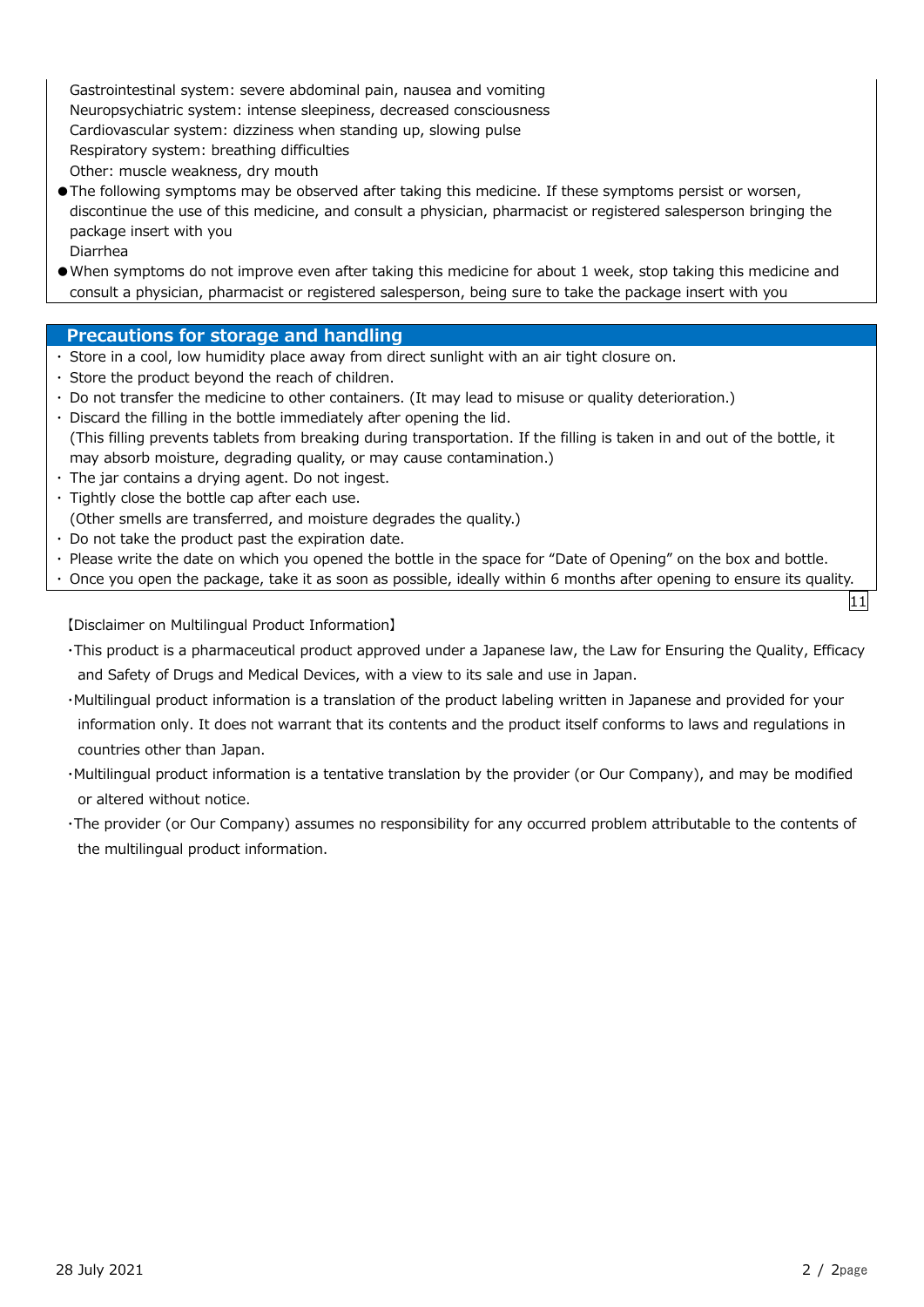Gastrointestinal system: severe abdominal pain, nausea and vomiting
Neuropsychiatric system: intense sleepiness, decreased consciousness
Cardiovascular system: dizziness when standing up, slowing pulse
Respiratory system: breathing difficulties
Other: muscle weakness, dry mouth

- ●The following symptoms may be observed after taking this medicine. If these symptoms persist or worsen, discontinue the use of this medicine, and consult a physician, pharmacist or registered salesperson bringing the package insert with you
  Diarrhea
- ●When symptoms do not improve even after taking this medicine for about 1 week, stop taking this medicine and consult a physician, pharmacist or registered salesperson, being sure to take the package insert with you

## Precautions for storage and handling

- ・Store in a cool, low humidity place away from direct sunlight with an air tight closure on.
- ・Store the product beyond the reach of children.
- ・Do not transfer the medicine to other containers. (It may lead to misuse or quality deterioration.)
- ・Discard the filling in the bottle immediately after opening the lid.
  (This filling prevents tablets from breaking during transportation. If the filling is taken in and out of the bottle, it may absorb moisture, degrading quality, or may cause contamination.)
- ・The jar contains a drying agent. Do not ingest.
- ・Tightly close the bottle cap after each use.
  (Other smells are transferred, and moisture degrades the quality.)
- ・Do not take the product past the expiration date.
- ・Please write the date on which you opened the bottle in the space for "Date of Opening" on the box and bottle.
- ・Once you open the package, take it as soon as possible, ideally within 6 months after opening to ensure its quality.

11

【Disclaimer on Multilingual Product Information】

- ・This product is a pharmaceutical product approved under a Japanese law, the Law for Ensuring the Quality, Efficacy and Safety of Drugs and Medical Devices, with a view to its sale and use in Japan.
- ・Multilingual product information is a translation of the product labeling written in Japanese and provided for your information only. It does not warrant that its contents and the product itself conforms to laws and regulations in countries other than Japan.
- ・Multilingual product information is a tentative translation by the provider (or Our Company), and may be modified or altered without notice.
- ・The provider (or Our Company) assumes no responsibility for any occurred problem attributable to the contents of the multilingual product information.

28 July 2021